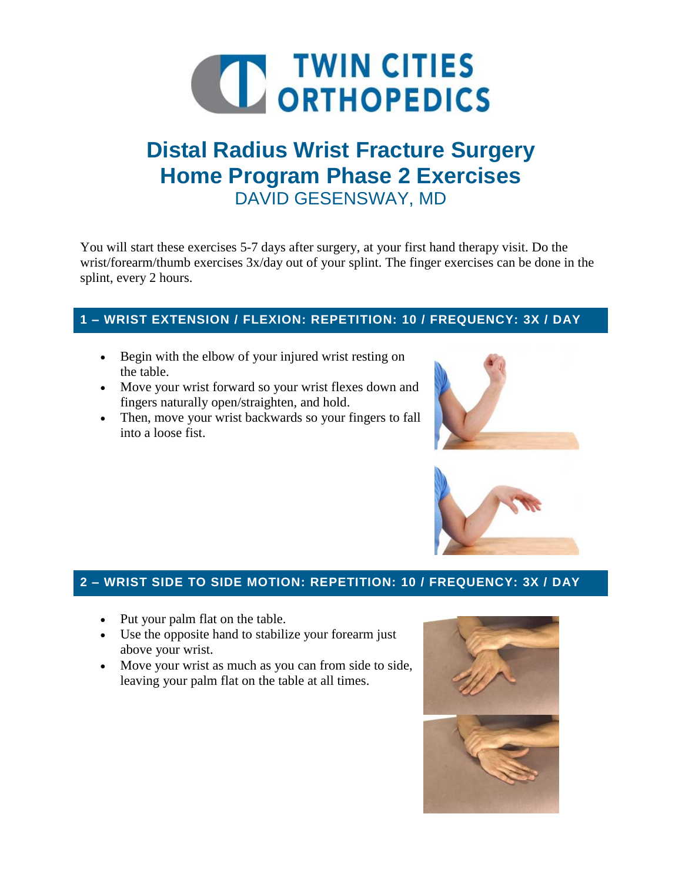# TWIN CITIES ORTHOPEDICS

## Distal Radius Wrist Fracture Surgery Home Program Phase 2 Exercises

DAVID GESENSWAY, MD

You will start these exercises 5-7 days after surgery, at your first hand therapy visit. Do the wrist/forearm/thumb exercises 3x/day out of your splint. The finger exercises can be done in the splint, every 2 hours.

### 1 – WRIST EXTENSION / FLEXION: REPETITION: 10 / FREQUENCY: 3X / DAY

- Begin with the elbow of your injured wrist resting on the table.
- Move your wrist forward so your wrist flexes down and fingers naturally open/straighten, and hold.
- Then, move your wrist backwards so your fingers to fall into a loose fist.

### 2 – WRIST SIDE TO SIDE MOTION: REPETITION: 10 / FREQUENCY: 3X / DAY

- Put your palm flat on the table.
- Use the opposite hand to stabilize your forearm just above your wrist.
- Move your wrist as much as you can from side to side, leaving your palm flat on the table at all times.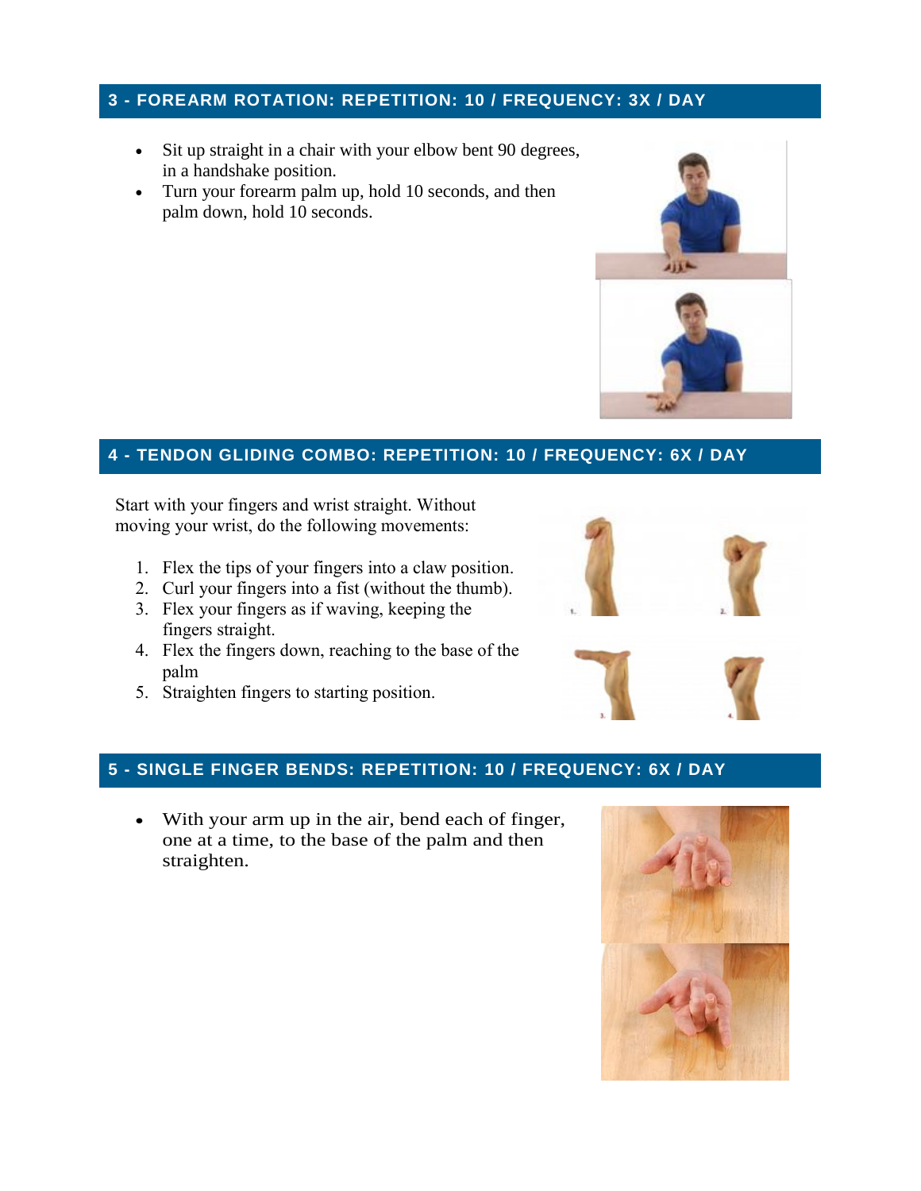## 3 - FOREARM ROTATION: REPETITION: 10 / FREQUENCY: 3X / DAY

- Sit up straight in a chair with your elbow bent 90 degrees, in a handshake position.
- Turn your forearm palm up, hold 10 seconds, and then palm down, hold 10 seconds.

## 4 - TENDON GLIDING COMBO: REPETITION: 10 / FREQUENCY: 6X / DAY

Start with your fingers and wrist straight. Without moving your wrist, do the following movements:

1. Flex the tips of your fingers into a claw position.
2. Curl your fingers into a fist (without the thumb).
3. Flex your fingers as if waving, keeping the fingers straight.
4. Flex the fingers down, reaching to the base of the palm
5. Straighten fingers to starting position.

## 5 - SINGLE FINGER BENDS: REPETITION: 10 / FREQUENCY: 6X / DAY

- With your arm up in the air, bend each of finger, one at a time, to the base of the palm and then straighten.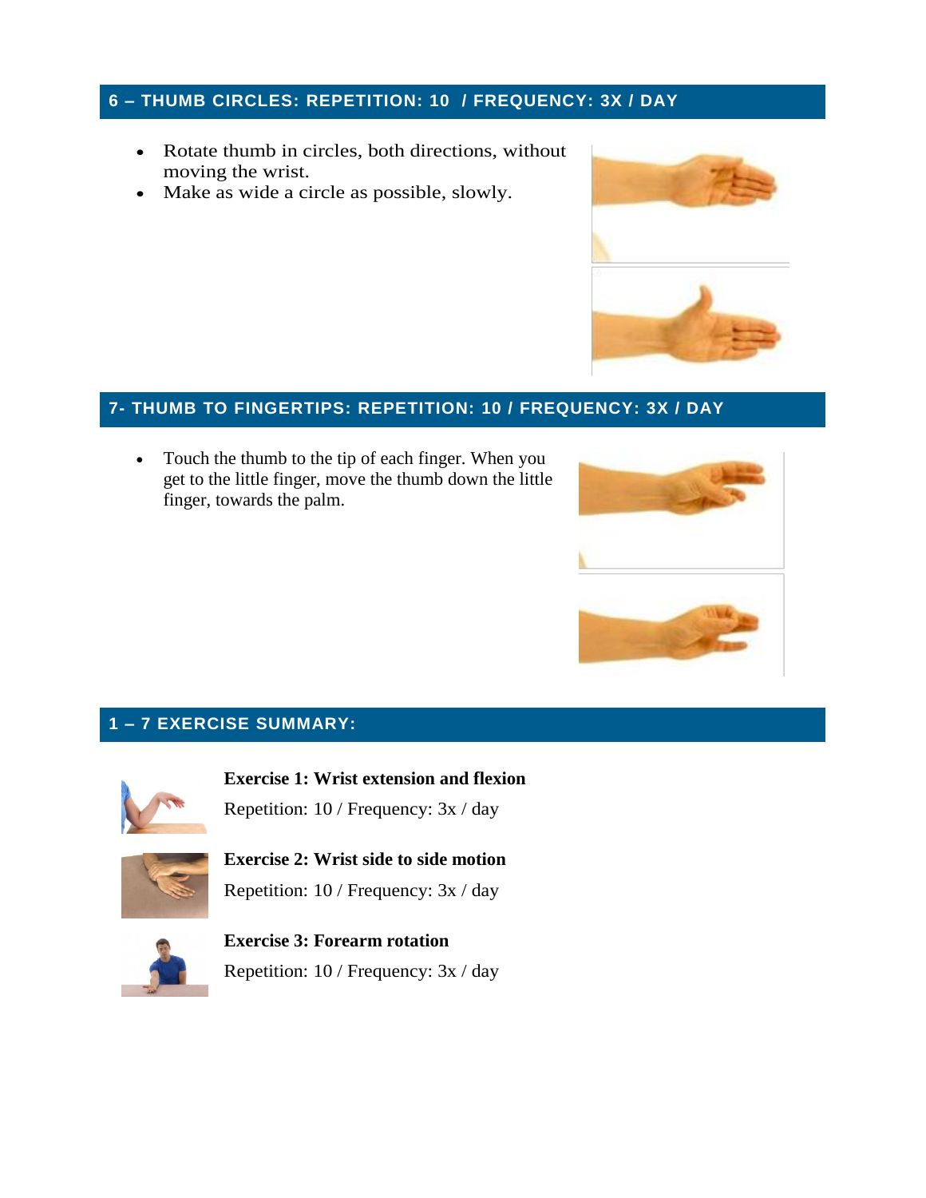## 6 – THUMB CIRCLES: REPETITION: 10 / FREQUENCY: 3X / DAY

- Rotate thumb in circles, both directions, without moving the wrist.
- Make as wide a circle as possible, slowly.

## 7- THUMB TO FINGERTIPS: REPETITION: 10 / FREQUENCY: 3X / DAY

- Touch the thumb to the tip of each finger. When you get to the little finger, move the thumb down the little finger, towards the palm.

## 1 – 7 EXERCISE SUMMARY:

**Exercise 1: Wrist extension and flexion**

Repetition: 10 / Frequency: 3x / day

**Exercise 2: Wrist side to side motion**

Repetition: 10 / Frequency: 3x / day

**Exercise 3: Forearm rotation**

Repetition: 10 / Frequency: 3x / day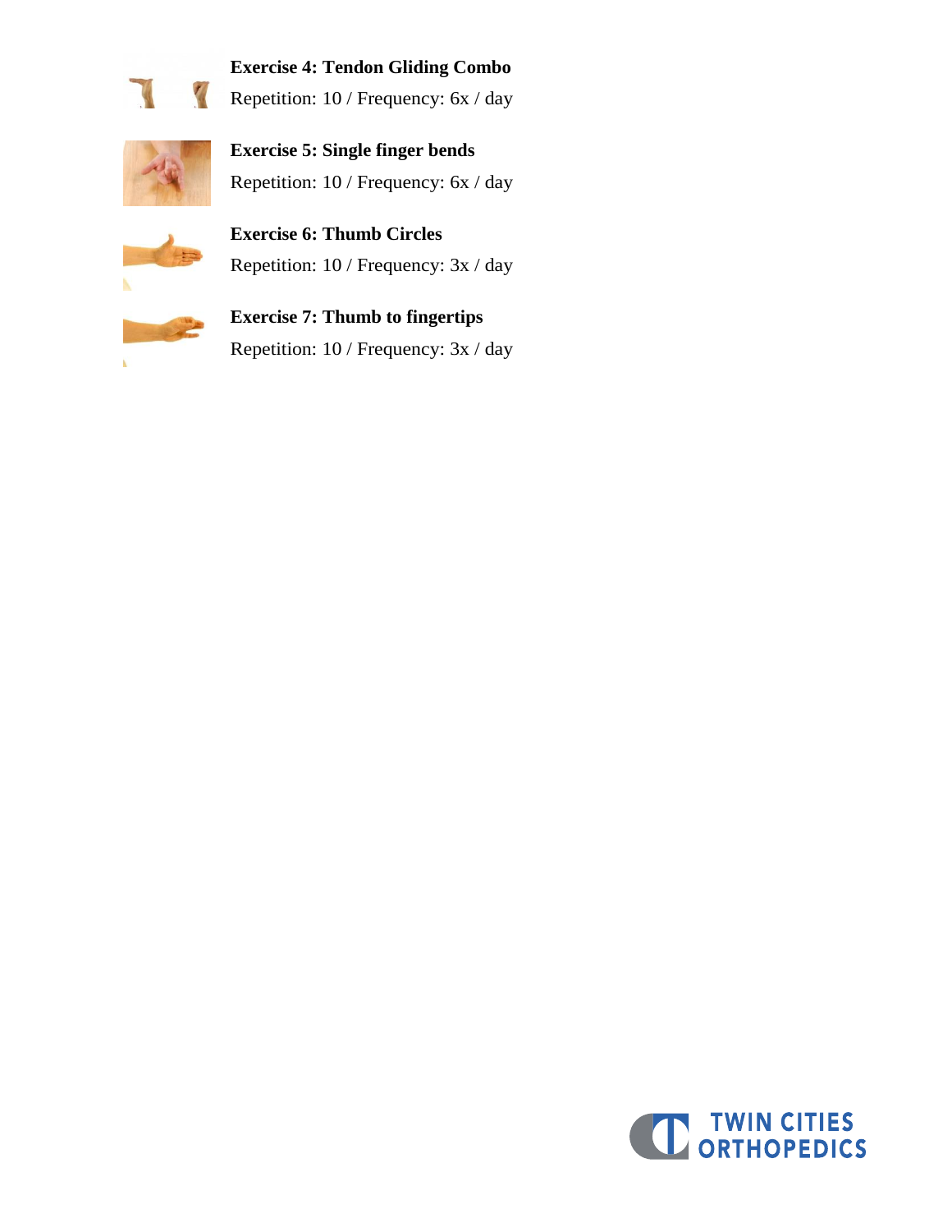**Exercise 4: Tendon Gliding Combo**

Repetition: 10 / Frequency: 6x / day

**Exercise 5: Single finger bends**

Repetition: 10 / Frequency: 6x / day

**Exercise 6: Thumb Circles**

Repetition: 10 / Frequency: 3x / day

**Exercise 7: Thumb to fingertips**

Repetition: 10 / Frequency: 3x / day